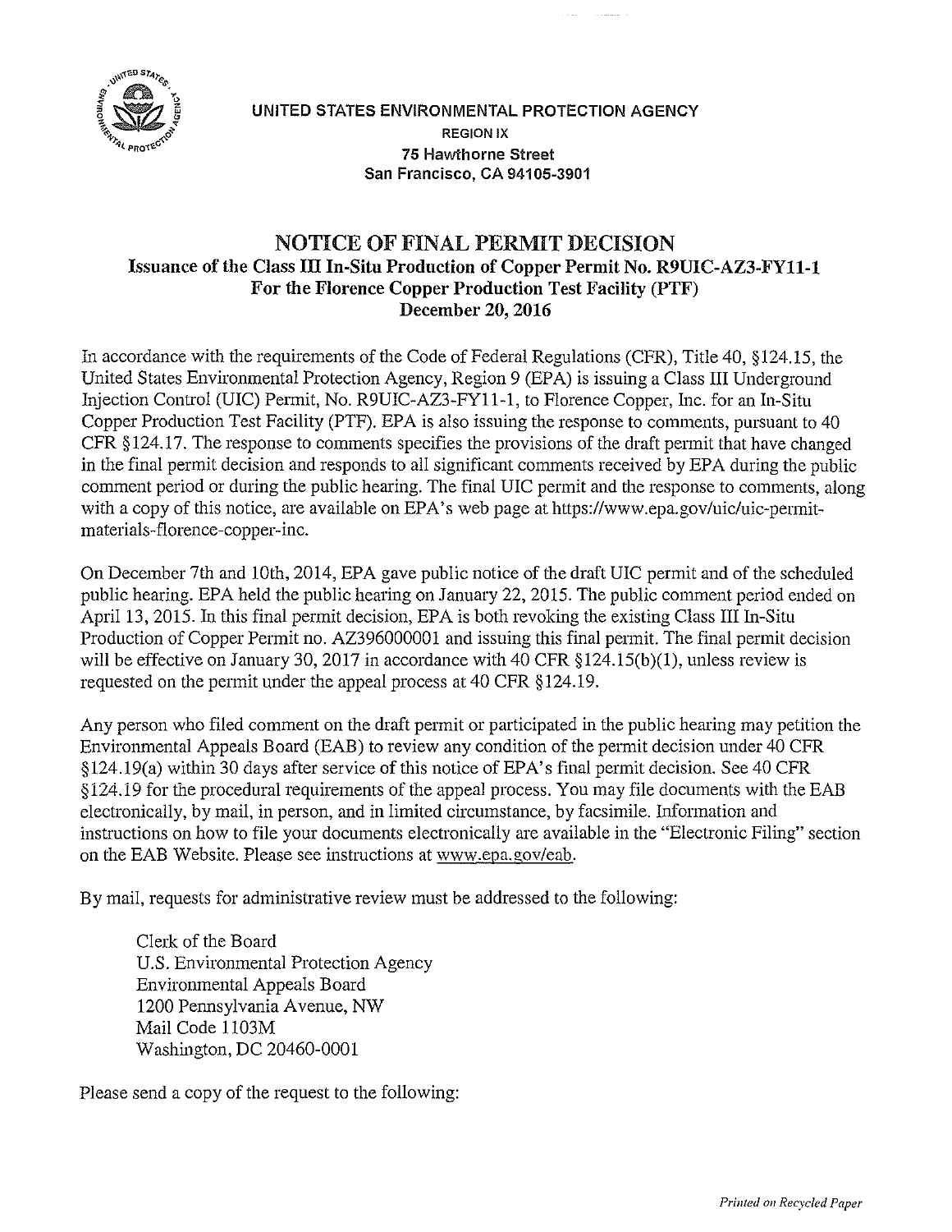UNITED STATES ENVIRONMENTAL PROTECTION AGENCY
REGION IX
75 Hawthorne Street
San Francisco, CA 94105-3901

# NOTICE OF FINAL PERMIT DECISION

## Issuance of the Class III In-Situ Production of Copper Permit No. R9UIC-AZ3-FY11-1 For the Florence Copper Production Test Facility (PTF) December 20, 2016

In accordance with the requirements of the Code of Federal Regulations (CFR), Title 40, §124.15, the United States Environmental Protection Agency, Region 9 (EPA) is issuing a Class III Underground Injection Control (UIC) Permit, No. R9UIC-AZ3-FY11-1, to Florence Copper, Inc. for an In-Situ Copper Production Test Facility (PTF). EPA is also issuing the response to comments, pursuant to 40 CFR §124.17. The response to comments specifies the provisions of the draft permit that have changed in the final permit decision and responds to all significant comments received by EPA during the public comment period or during the public hearing. The final UIC permit and the response to comments, along with a copy of this notice, are available on EPA's web page at https://www.epa.gov/uic/uic-permit-materials-florence-copper-inc.

On December 7th and 10th, 2014, EPA gave public notice of the draft UIC permit and of the scheduled public hearing. EPA held the public hearing on January 22, 2015. The public comment period ended on April 13, 2015. In this final permit decision, EPA is both revoking the existing Class III In-Situ Production of Copper Permit no. AZ396000001 and issuing this final permit. The final permit decision will be effective on January 30, 2017 in accordance with 40 CFR §124.15(b)(1), unless review is requested on the permit under the appeal process at 40 CFR §124.19.

Any person who filed comment on the draft permit or participated in the public hearing may petition the Environmental Appeals Board (EAB) to review any condition of the permit decision under 40 CFR §124.19(a) within 30 days after service of this notice of EPA's final permit decision. See 40 CFR §124.19 for the procedural requirements of the appeal process. You may file documents with the EAB electronically, by mail, in person, and in limited circumstance, by facsimile. Information and instructions on how to file your documents electronically are available in the "Electronic Filing" section on the EAB Website. Please see instructions at www.epa.gov/eab.

By mail, requests for administrative review must be addressed to the following:

Clerk of the Board
U.S. Environmental Protection Agency
Environmental Appeals Board
1200 Pennsylvania Avenue, NW
Mail Code 1103M
Washington, DC 20460-0001

Please send a copy of the request to the following: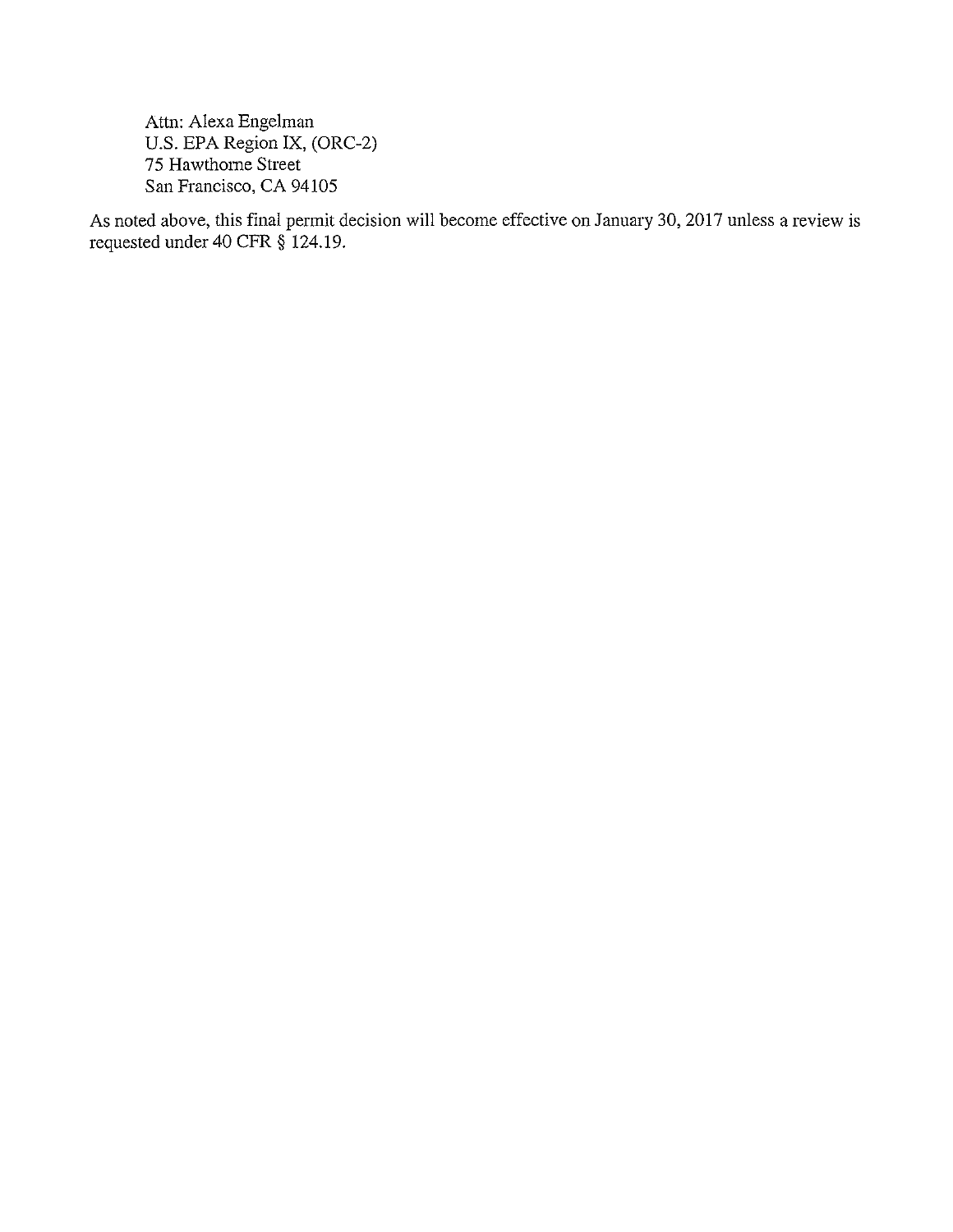Attn: Alexa Engelman  
U.S. EPA Region IX, (ORC-2)  
75 Hawthorne Street  
San Francisco, CA 94105

As noted above, this final permit decision will become effective on January 30, 2017 unless a review is requested under 40 CFR § 124.19.